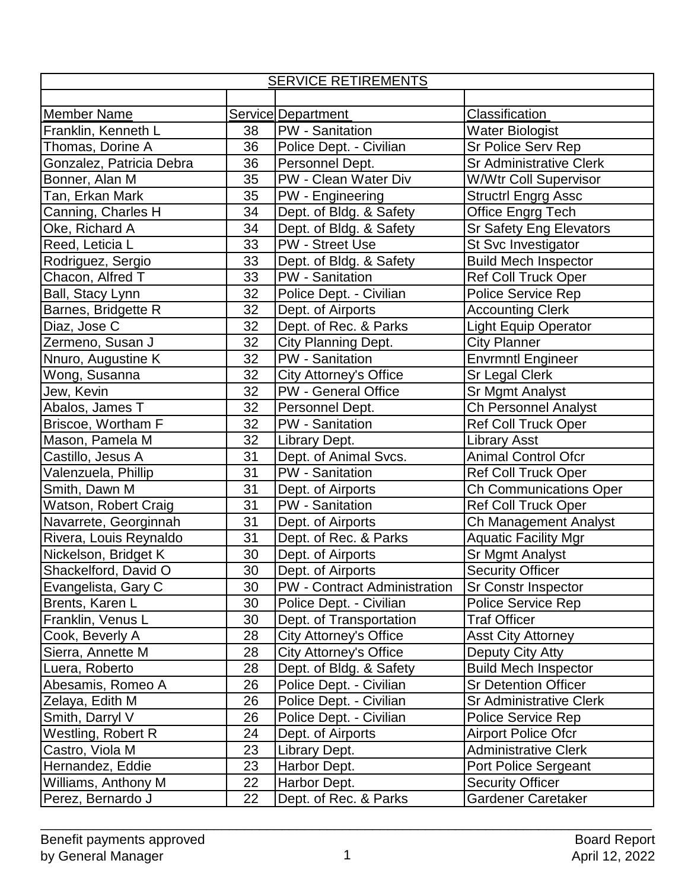| SERVICE RETIREMENTS | | | |
|---|---|---|---|
| | | | |
| Member Name | Service | Department | Classification |
| Franklin, Kenneth L | 38 | PW - Sanitation | Water Biologist |
| Thomas, Dorine A | 36 | Police Dept. - Civilian | Sr Police Serv Rep |
| Gonzalez, Patricia Debra | 36 | Personnel Dept. | Sr Administrative Clerk |
| Bonner, Alan M | 35 | PW - Clean Water Div | W/Wtr Coll Supervisor |
| Tan, Erkan Mark | 35 | PW - Engineering | Structrl Engrg Assc |
| Canning, Charles H | 34 | Dept. of Bldg. & Safety | Office Engrg Tech |
| Oke, Richard A | 34 | Dept. of Bldg. & Safety | Sr Safety Eng Elevators |
| Reed, Leticia L | 33 | PW - Street Use | St Svc Investigator |
| Rodriguez, Sergio | 33 | Dept. of Bldg. & Safety | Build Mech Inspector |
| Chacon, Alfred T | 33 | PW - Sanitation | Ref Coll Truck Oper |
| Ball, Stacy Lynn | 32 | Police Dept. - Civilian | Police Service Rep |
| Barnes, Bridgette R | 32 | Dept. of Airports | Accounting Clerk |
| Diaz, Jose C | 32 | Dept. of Rec. & Parks | Light Equip Operator |
| Zermeno, Susan J | 32 | City Planning Dept. | City Planner |
| Nnuro, Augustine K | 32 | PW - Sanitation | Envrmntl Engineer |
| Wong, Susanna | 32 | City Attorney's Office | Sr Legal Clerk |
| Jew, Kevin | 32 | PW - General Office | Sr Mgmt Analyst |
| Abalos, James T | 32 | Personnel Dept. | Ch Personnel Analyst |
| Briscoe, Wortham F | 32 | PW - Sanitation | Ref Coll Truck Oper |
| Mason, Pamela M | 32 | Library Dept. | Library Asst |
| Castillo, Jesus A | 31 | Dept. of Animal Svcs. | Animal Control Ofcr |
| Valenzuela, Phillip | 31 | PW - Sanitation | Ref Coll Truck Oper |
| Smith, Dawn M | 31 | Dept. of Airports | Ch Communications Oper |
| Watson, Robert Craig | 31 | PW - Sanitation | Ref Coll Truck Oper |
| Navarrete, Georginnah | 31 | Dept. of Airports | Ch Management Analyst |
| Rivera, Louis Reynaldo | 31 | Dept. of Rec. & Parks | Aquatic Facility Mgr |
| Nickelson, Bridget K | 30 | Dept. of Airports | Sr Mgmt Analyst |
| Shackelford, David O | 30 | Dept. of Airports | Security Officer |
| Evangelista, Gary C | 30 | PW - Contract Administration | Sr Constr Inspector |
| Brents, Karen L | 30 | Police Dept. - Civilian | Police Service Rep |
| Franklin, Venus L | 30 | Dept. of Transportation | Traf Officer |
| Cook, Beverly A | 28 | City Attorney's Office | Asst City Attorney |
| Sierra, Annette M | 28 | City Attorney's Office | Deputy City Atty |
| Luera, Roberto | 28 | Dept. of Bldg. & Safety | Build Mech Inspector |
| Abesamis, Romeo A | 26 | Police Dept. - Civilian | Sr Detention Officer |
| Zelaya, Edith M | 26 | Police Dept. - Civilian | Sr Administrative Clerk |
| Smith, Darryl V | 26 | Police Dept. - Civilian | Police Service Rep |
| Westling, Robert R | 24 | Dept. of Airports | Airport Police Ofcr |
| Castro, Viola M | 23 | Library Dept. | Administrative Clerk |
| Hernandez, Eddie | 23 | Harbor Dept. | Port Police Sergeant |
| Williams, Anthony M | 22 | Harbor Dept. | Security Officer |
| Perez, Bernardo J | 22 | Dept. of Rec. & Parks | Gardener Caretaker |

Benefit payments approved by General Manager

Board Report April 12, 2022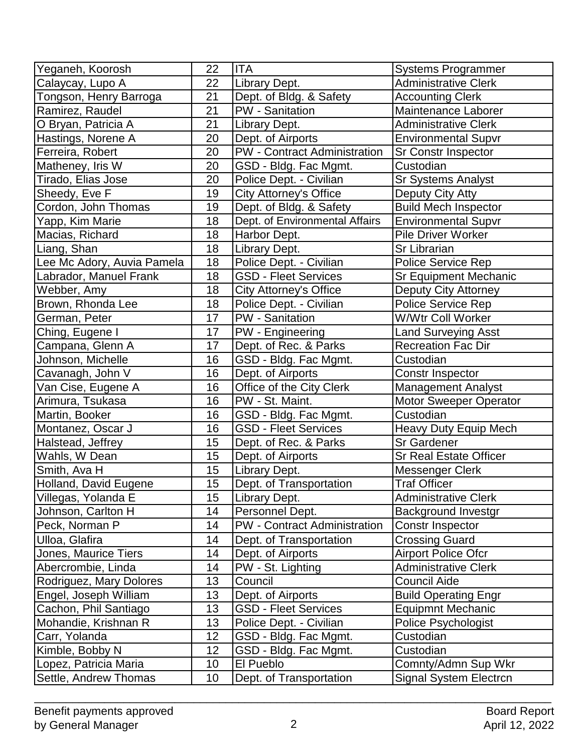| Yeganeh, Koorosh | 22 | ITA | Systems Programmer |
|---|---|---|---|
| Calaycay, Lupo A | 22 | Library Dept. | Administrative Clerk |
| Tongson, Henry Barroga | 21 | Dept. of Bldg. & Safety | Accounting Clerk |
| Ramirez, Raudel | 21 | PW - Sanitation | Maintenance Laborer |
| O Bryan, Patricia A | 21 | Library Dept. | Administrative Clerk |
| Hastings, Norene A | 20 | Dept. of Airports | Environmental Supvr |
| Ferreira, Robert | 20 | PW - Contract Administration | Sr Constr Inspector |
| Matheney, Iris W | 20 | GSD - Bldg. Fac Mgmt. | Custodian |
| Tirado, Elias Jose | 20 | Police Dept. - Civilian | Sr Systems Analyst |
| Sheedy, Eve F | 19 | City Attorney's Office | Deputy City Atty |
| Cordon, John Thomas | 19 | Dept. of Bldg. & Safety | Build Mech Inspector |
| Yapp, Kim Marie | 18 | Dept. of Environmental Affairs | Environmental Supvr |
| Macias, Richard | 18 | Harbor Dept. | Pile Driver Worker |
| Liang, Shan | 18 | Library Dept. | Sr Librarian |
| Lee Mc Adory, Auvia Pamela | 18 | Police Dept. - Civilian | Police Service Rep |
| Labrador, Manuel Frank | 18 | GSD - Fleet Services | Sr Equipment Mechanic |
| Webber, Amy | 18 | City Attorney's Office | Deputy City Attorney |
| Brown, Rhonda Lee | 18 | Police Dept. - Civilian | Police Service Rep |
| German, Peter | 17 | PW - Sanitation | W/Wtr Coll Worker |
| Ching, Eugene I | 17 | PW - Engineering | Land Surveying Asst |
| Campana, Glenn A | 17 | Dept. of Rec. & Parks | Recreation Fac Dir |
| Johnson, Michelle | 16 | GSD - Bldg. Fac Mgmt. | Custodian |
| Cavanagh, John V | 16 | Dept. of Airports | Constr Inspector |
| Van Cise, Eugene A | 16 | Office of the City Clerk | Management Analyst |
| Arimura, Tsukasa | 16 | PW - St. Maint. | Motor Sweeper Operator |
| Martin, Booker | 16 | GSD - Bldg. Fac Mgmt. | Custodian |
| Montanez, Oscar J | 16 | GSD - Fleet Services | Heavy Duty Equip Mech |
| Halstead, Jeffrey | 15 | Dept. of Rec. & Parks | Sr Gardener |
| Wahls, W Dean | 15 | Dept. of Airports | Sr Real Estate Officer |
| Smith, Ava H | 15 | Library Dept. | Messenger Clerk |
| Holland, David Eugene | 15 | Dept. of Transportation | Traf Officer |
| Villegas, Yolanda E | 15 | Library Dept. | Administrative Clerk |
| Johnson, Carlton H | 14 | Personnel Dept. | Background Investgr |
| Peck, Norman P | 14 | PW - Contract Administration | Constr Inspector |
| Ulloa, Glafira | 14 | Dept. of Transportation | Crossing Guard |
| Jones, Maurice Tiers | 14 | Dept. of Airports | Airport Police Ofcr |
| Abercrombie, Linda | 14 | PW - St. Lighting | Administrative Clerk |
| Rodriguez, Mary Dolores | 13 | Council | Council Aide |
| Engel, Joseph William | 13 | Dept. of Airports | Build Operating Engr |
| Cachon, Phil Santiago | 13 | GSD - Fleet Services | Equipmnt Mechanic |
| Mohandie, Krishnan R | 13 | Police Dept. - Civilian | Police Psychologist |
| Carr, Yolanda | 12 | GSD - Bldg. Fac Mgmt. | Custodian |
| Kimble, Bobby N | 12 | GSD - Bldg. Fac Mgmt. | Custodian |
| Lopez, Patricia Maria | 10 | El Pueblo | Comnty/Admn Sup Wkr |
| Settle, Andrew Thomas | 10 | Dept. of Transportation | Signal System Electrcn |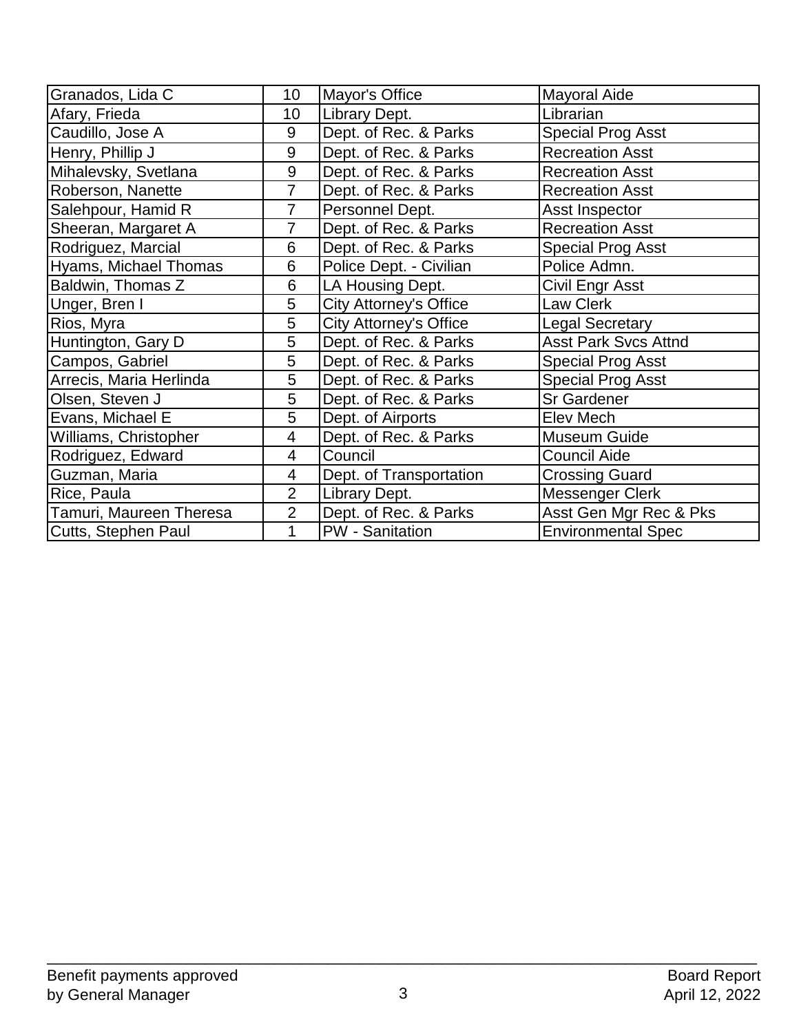| | | | |
|---|---|---|---|
| Granados, Lida C | 10 | Mayor's Office | Mayoral Aide |
| Afary, Frieda | 10 | Library Dept. | Librarian |
| Caudillo, Jose A | 9 | Dept. of Rec. & Parks | Special Prog Asst |
| Henry, Phillip J | 9 | Dept. of Rec. & Parks | Recreation Asst |
| Mihalevsky, Svetlana | 9 | Dept. of Rec. & Parks | Recreation Asst |
| Roberson, Nanette | 7 | Dept. of Rec. & Parks | Recreation Asst |
| Salehpour, Hamid R | 7 | Personnel Dept. | Asst Inspector |
| Sheeran, Margaret A | 7 | Dept. of Rec. & Parks | Recreation Asst |
| Rodriguez, Marcial | 6 | Dept. of Rec. & Parks | Special Prog Asst |
| Hyams, Michael Thomas | 6 | Police Dept. - Civilian | Police Admn. |
| Baldwin, Thomas Z | 6 | LA Housing Dept. | Civil Engr Asst |
| Unger, Bren I | 5 | City Attorney's Office | Law Clerk |
| Rios, Myra | 5 | City Attorney's Office | Legal Secretary |
| Huntington, Gary D | 5 | Dept. of Rec. & Parks | Asst Park Svcs Attnd |
| Campos, Gabriel | 5 | Dept. of Rec. & Parks | Special Prog Asst |
| Arrecis, Maria Herlinda | 5 | Dept. of Rec. & Parks | Special Prog Asst |
| Olsen, Steven J | 5 | Dept. of Rec. & Parks | Sr Gardener |
| Evans, Michael E | 5 | Dept. of Airports | Elev Mech |
| Williams, Christopher | 4 | Dept. of Rec. & Parks | Museum Guide |
| Rodriguez, Edward | 4 | Council | Council Aide |
| Guzman, Maria | 4 | Dept. of Transportation | Crossing Guard |
| Rice, Paula | 2 | Library Dept. | Messenger Clerk |
| Tamuri, Maureen Theresa | 2 | Dept. of Rec. & Parks | Asst Gen Mgr Rec & Pks |
| Cutts, Stephen Paul | 1 | PW - Sanitation | Environmental Spec |